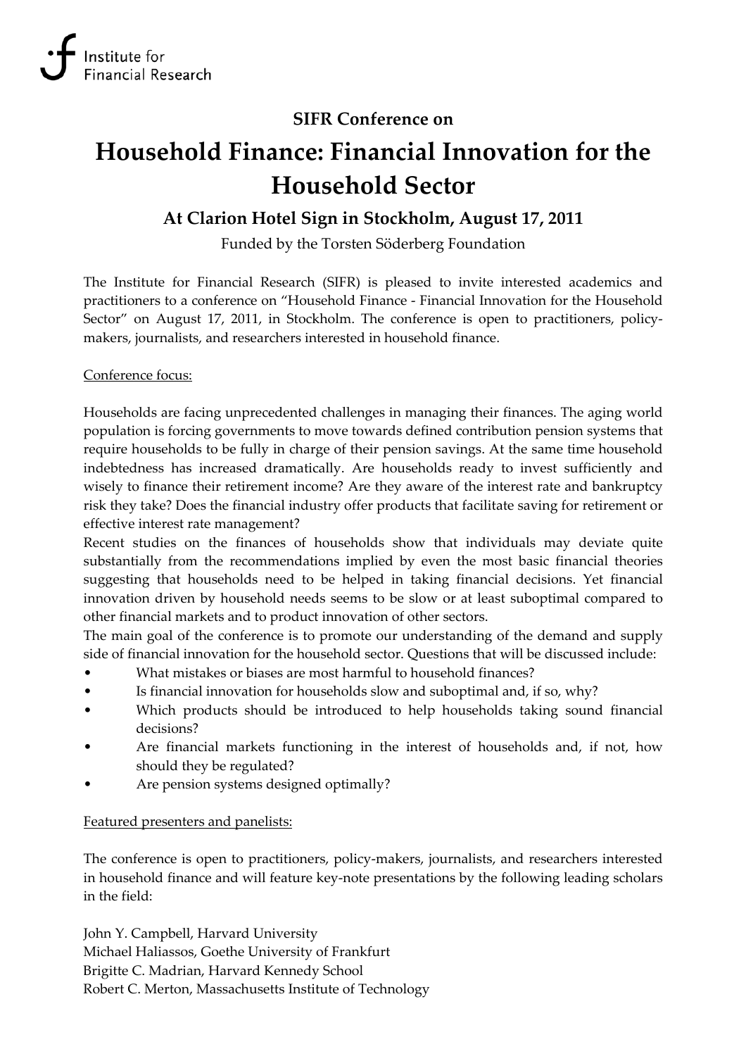Institute for
Financial Research

**SIFR Conference on**

# Household Finance: Financial Innovation for the Household Sector

## At Clarion Hotel Sign in Stockholm, August 17, 2011

Funded by the Torsten Söderberg Foundation

The Institute for Financial Research (SIFR) is pleased to invite interested academics and practitioners to a conference on "Household Finance - Financial Innovation for the Household Sector" on August 17, 2011, in Stockholm. The conference is open to practitioners, policy-makers, journalists, and researchers interested in household finance.

Conference focus:

Households are facing unprecedented challenges in managing their finances. The aging world population is forcing governments to move towards defined contribution pension systems that require households to be fully in charge of their pension savings. At the same time household indebtedness has increased dramatically. Are households ready to invest sufficiently and wisely to finance their retirement income? Are they aware of the interest rate and bankruptcy risk they take? Does the financial industry offer products that facilitate saving for retirement or effective interest rate management?

Recent studies on the finances of households show that individuals may deviate quite substantially from the recommendations implied by even the most basic financial theories suggesting that households need to be helped in taking financial decisions. Yet financial innovation driven by household needs seems to be slow or at least suboptimal compared to other financial markets and to product innovation of other sectors.

The main goal of the conference is to promote our understanding of the demand and supply side of financial innovation for the household sector. Questions that will be discussed include:

- What mistakes or biases are most harmful to household finances?
- Is financial innovation for households slow and suboptimal and, if so, why?
- Which products should be introduced to help households taking sound financial decisions?
- Are financial markets functioning in the interest of households and, if not, how should they be regulated?
- Are pension systems designed optimally?

Featured presenters and panelists:

The conference is open to practitioners, policy-makers, journalists, and researchers interested in household finance and will feature key-note presentations by the following leading scholars in the field:

John Y. Campbell, Harvard University
Michael Haliassos, Goethe University of Frankfurt
Brigitte C. Madrian, Harvard Kennedy School
Robert C. Merton, Massachusetts Institute of Technology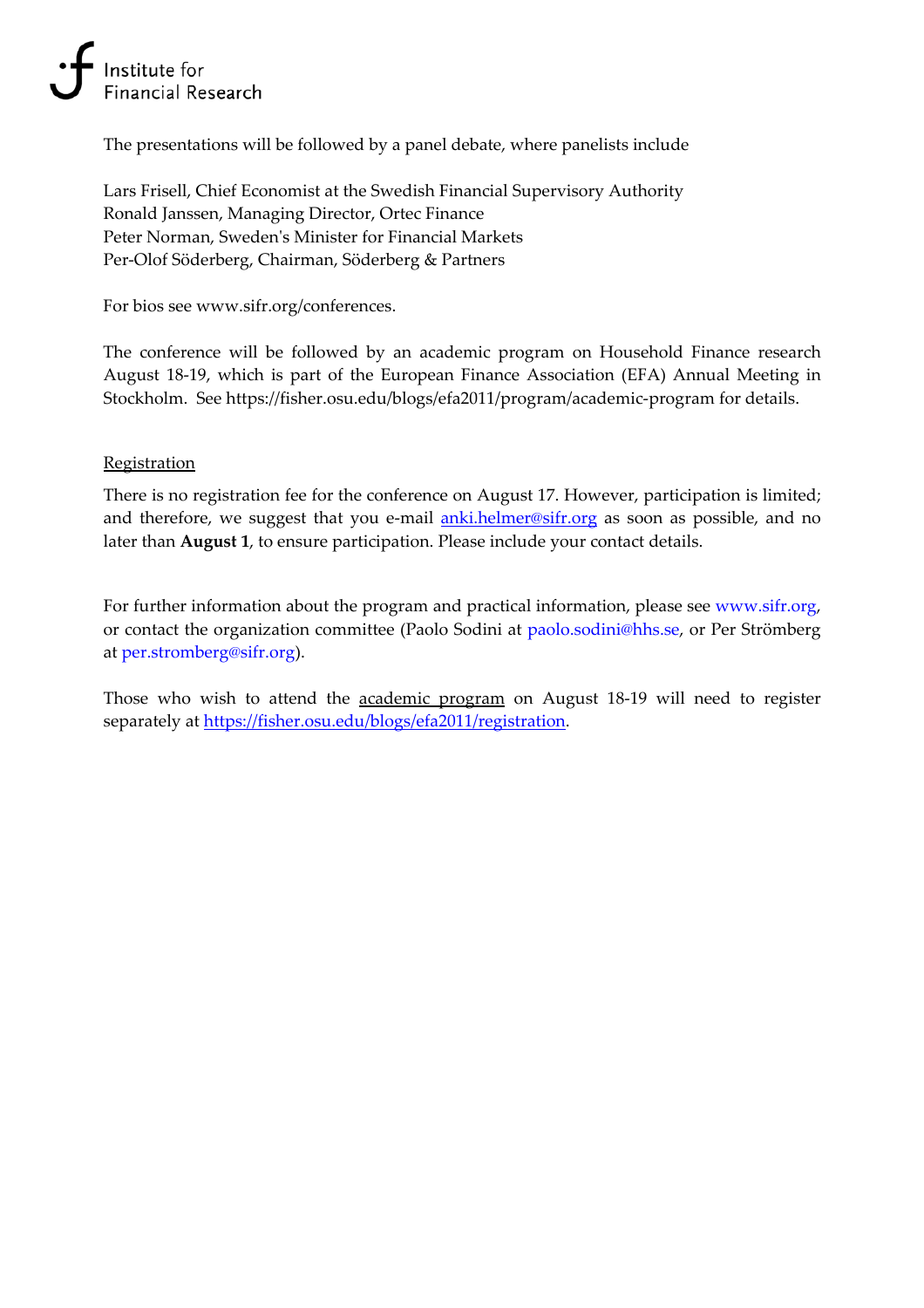The presentations will be followed by a panel debate, where panelists include

Lars Frisell, Chief Economist at the Swedish Financial Supervisory Authority
Ronald Janssen, Managing Director, Ortec Finance
Peter Norman, Sweden's Minister for Financial Markets
Per-Olof Söderberg, Chairman, Söderberg & Partners

For bios see www.sifr.org/conferences.

The conference will be followed by an academic program on Household Finance research August 18-19, which is part of the European Finance Association (EFA) Annual Meeting in Stockholm. See https://fisher.osu.edu/blogs/efa2011/program/academic-program for details.

## Registration

There is no registration fee for the conference on August 17. However, participation is limited; and therefore, we suggest that you e-mail anki.helmer@sifr.org as soon as possible, and no later than **August 1**, to ensure participation. Please include your contact details.

For further information about the program and practical information, please see www.sifr.org, or contact the organization committee (Paolo Sodini at paolo.sodini@hhs.se, or Per Strömberg at per.stromberg@sifr.org).

Those who wish to attend the academic program on August 18-19 will need to register separately at https://fisher.osu.edu/blogs/efa2011/registration.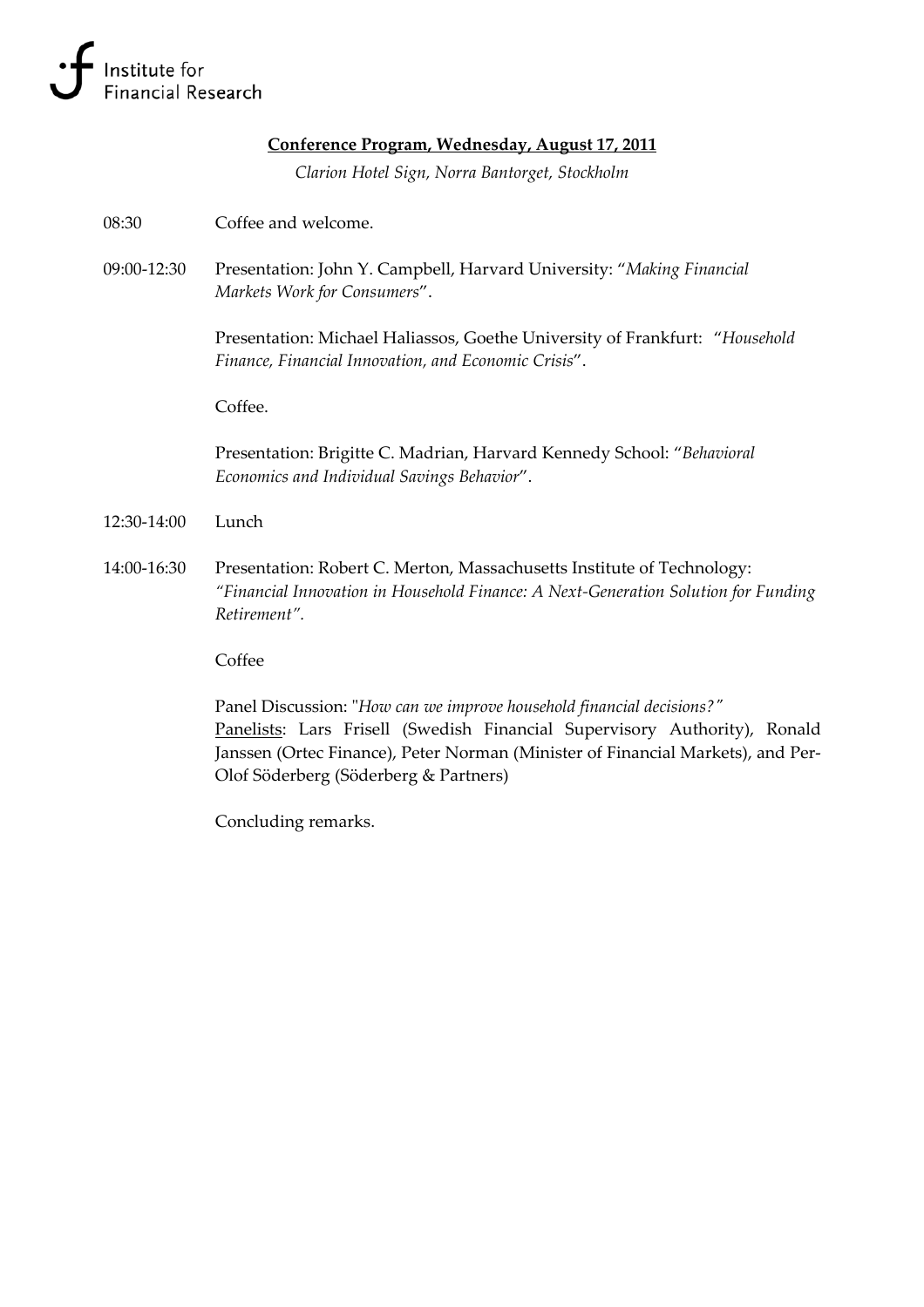Institute for Financial Research

**Conference Program, Wednesday, August 17, 2011**

*Clarion Hotel Sign, Norra Bantorget, Stockholm*

08:30 Coffee and welcome.

09:00-12:30 Presentation: John Y. Campbell, Harvard University: "*Making Financial Markets Work for Consumers*".

Presentation: Michael Haliassos, Goethe University of Frankfurt: "*Household Finance, Financial Innovation, and Economic Crisis*".

Coffee.

Presentation: Brigitte C. Madrian, Harvard Kennedy School: "*Behavioral Economics and Individual Savings Behavior*".

12:30-14:00 Lunch

14:00-16:30 Presentation: Robert C. Merton, Massachusetts Institute of Technology: *"Financial Innovation in Household Finance: A Next-Generation Solution for Funding Retirement"*.

Coffee

Panel Discussion: "*How can we improve household financial decisions?"*
Panelists: Lars Frisell (Swedish Financial Supervisory Authority), Ronald Janssen (Ortec Finance), Peter Norman (Minister of Financial Markets), and Per-Olof Söderberg (Söderberg & Partners)

Concluding remarks.